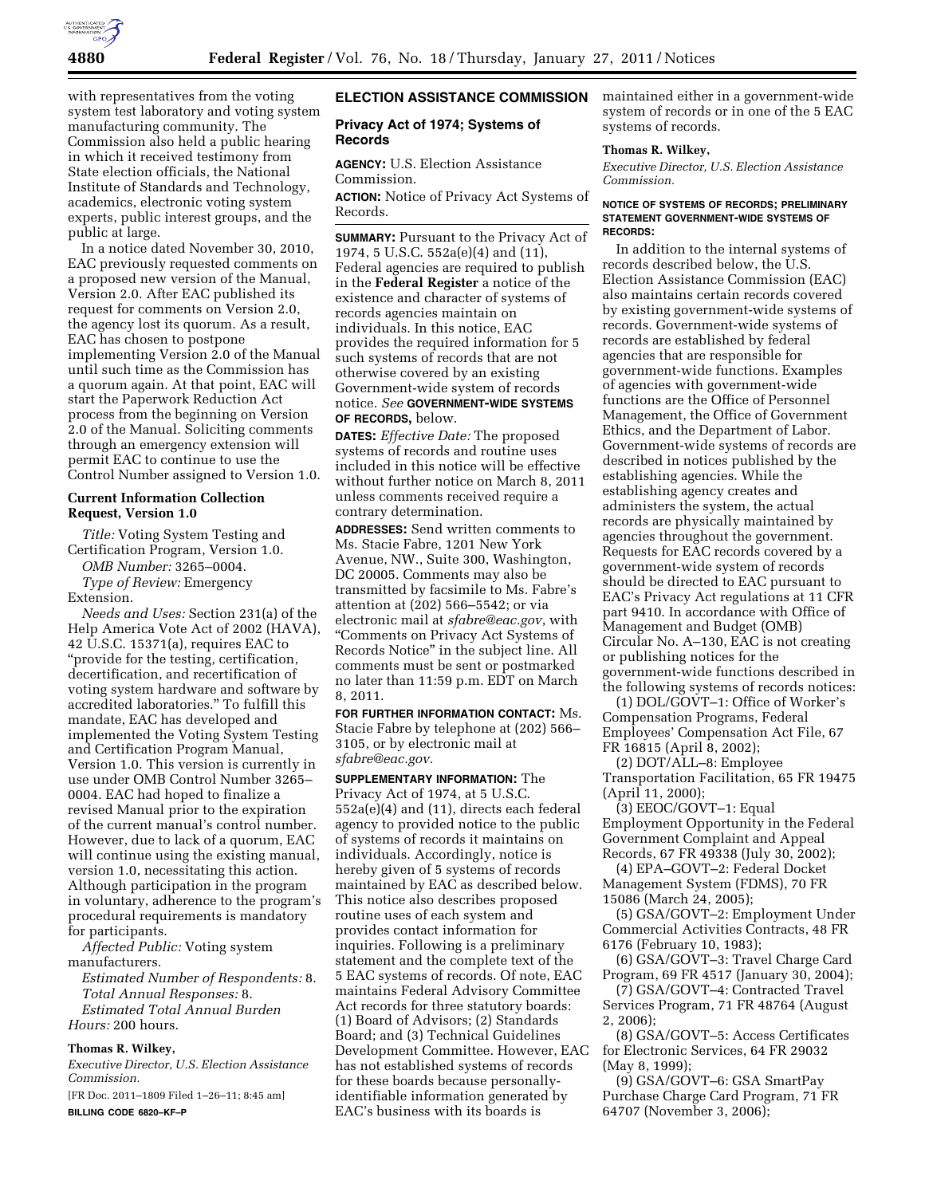with representatives from the voting system test laboratory and voting system manufacturing community. The Commission also held a public hearing in which it received testimony from State election officials, the National Institute of Standards and Technology, academics, electronic voting system experts, public interest groups, and the public at large.

In a notice dated November 30, 2010, EAC previously requested comments on a proposed new version of the Manual, Version 2.0. After EAC published its request for comments on Version 2.0, the agency lost its quorum. As a result, EAC has chosen to postpone implementing Version 2.0 of the Manual until such time as the Commission has a quorum again. At that point, EAC will start the Paperwork Reduction Act process from the beginning on Version 2.0 of the Manual. Soliciting comments through an emergency extension will permit EAC to continue to use the Control Number assigned to Version 1.0.

### Current Information Collection Request, Version 1.0

*Title:* Voting System Testing and Certification Program, Version 1.0.

*OMB Number:* 3265–0004.

*Type of Review:* Emergency Extension.

*Needs and Uses:* Section 231(a) of the Help America Vote Act of 2002 (HAVA), 42 U.S.C. 15371(a), requires EAC to "provide for the testing, certification, decertification, and recertification of voting system hardware and software by accredited laboratories." To fulfill this mandate, EAC has developed and implemented the Voting System Testing and Certification Program Manual, Version 1.0. This version is currently in use under OMB Control Number 3265–0004. EAC had hoped to finalize a revised Manual prior to the expiration of the current manual's control number. However, due to lack of a quorum, EAC will continue using the existing manual, version 1.0, necessitating this action. Although participation in the program in voluntary, adherence to the program's procedural requirements is mandatory for participants.

*Affected Public:* Voting system manufacturers.

*Estimated Number of Respondents:* 8.

*Total Annual Responses:* 8.

*Estimated Total Annual Burden Hours:* 200 hours.

**Thomas R. Wilkey,**

*Executive Director, U.S. Election Assistance Commission.*

[FR Doc. 2011–1809 Filed 1–26–11; 8:45 am]

**BILLING CODE 6820–KF–P**

## ELECTION ASSISTANCE COMMISSION

### Privacy Act of 1974; Systems of Records

**AGENCY:** U.S. Election Assistance Commission.

**ACTION:** Notice of Privacy Act Systems of Records.

**SUMMARY:** Pursuant to the Privacy Act of 1974, 5 U.S.C. 552a(e)(4) and (11), Federal agencies are required to publish in the **Federal Register** a notice of the existence and character of systems of records agencies maintain on individuals. In this notice, EAC provides the required information for 5 such systems of records that are not otherwise covered by an existing Government-wide system of records notice. *See* **GOVERNMENT-WIDE SYSTEMS OF RECORDS,** below.

**DATES:** *Effective Date:* The proposed systems of records and routine uses included in this notice will be effective without further notice on March 8, 2011 unless comments received require a contrary determination.

**ADDRESSES:** Send written comments to Ms. Stacie Fabre, 1201 New York Avenue, NW., Suite 300, Washington, DC 20005. Comments may also be transmitted by facsimile to Ms. Fabre's attention at (202) 566–5542; or via electronic mail at *sfabre@eac.gov*, with "Comments on Privacy Act Systems of Records Notice" in the subject line. All comments must be sent or postmarked no later than 11:59 p.m. EDT on March 8, 2011.

**FOR FURTHER INFORMATION CONTACT:** Ms. Stacie Fabre by telephone at (202) 566–3105, or by electronic mail at *sfabre@eac.gov.*

**SUPPLEMENTARY INFORMATION:** The Privacy Act of 1974, at 5 U.S.C. 552a(e)(4) and (11), directs each federal agency to provided notice to the public of systems of records it maintains on individuals. Accordingly, notice is hereby given of 5 systems of records maintained by EAC as described below. This notice also describes proposed routine uses of each system and provides contact information for inquiries. Following is a preliminary statement and the complete text of the 5 EAC systems of records. Of note, EAC maintains Federal Advisory Committee Act records for three statutory boards: (1) Board of Advisors; (2) Standards Board; and (3) Technical Guidelines Development Committee. However, EAC has not established systems of records for these boards because personally-identifiable information generated by EAC's business with its boards is maintained either in a government-wide system of records or in one of the 5 EAC systems of records.

**Thomas R. Wilkey,**

*Executive Director, U.S. Election Assistance Commission.*

**NOTICE OF SYSTEMS OF RECORDS; PRELIMINARY STATEMENT GOVERNMENT-WIDE SYSTEMS OF RECORDS:**

In addition to the internal systems of records described below, the U.S. Election Assistance Commission (EAC) also maintains certain records covered by existing government-wide systems of records. Government-wide systems of records are established by federal agencies that are responsible for government-wide functions. Examples of agencies with government-wide functions are the Office of Personnel Management, the Office of Government Ethics, and the Department of Labor. Government-wide systems of records are described in notices published by the establishing agencies. While the establishing agency creates and administers the system, the actual records are physically maintained by agencies throughout the government. Requests for EAC records covered by a government-wide system of records should be directed to EAC pursuant to EAC's Privacy Act regulations at 11 CFR part 9410. In accordance with Office of Management and Budget (OMB) Circular No. A–130, EAC is not creating or publishing notices for the government-wide functions described in the following systems of records notices:

(1) DOL/GOVT–1: Office of Worker's Compensation Programs, Federal Employees' Compensation Act File, 67 FR 16815 (April 8, 2002);

(2) DOT/ALL–8: Employee Transportation Facilitation, 65 FR 19475 (April 11, 2000);

(3) EEOC/GOVT–1: Equal Employment Opportunity in the Federal Government Complaint and Appeal Records, 67 FR 49338 (July 30, 2002);

(4) EPA–GOVT–2: Federal Docket Management System (FDMS), 70 FR 15086 (March 24, 2005);

(5) GSA/GOVT–2: Employment Under Commercial Activities Contracts, 48 FR 6176 (February 10, 1983);

(6) GSA/GOVT–3: Travel Charge Card Program, 69 FR 4517 (January 30, 2004);

(7) GSA/GOVT–4: Contracted Travel Services Program, 71 FR 48764 (August 2, 2006);

(8) GSA/GOVT–5: Access Certificates for Electronic Services, 64 FR 29032 (May 8, 1999);

(9) GSA/GOVT–6: GSA SmartPay Purchase Charge Card Program, 71 FR 64707 (November 3, 2006);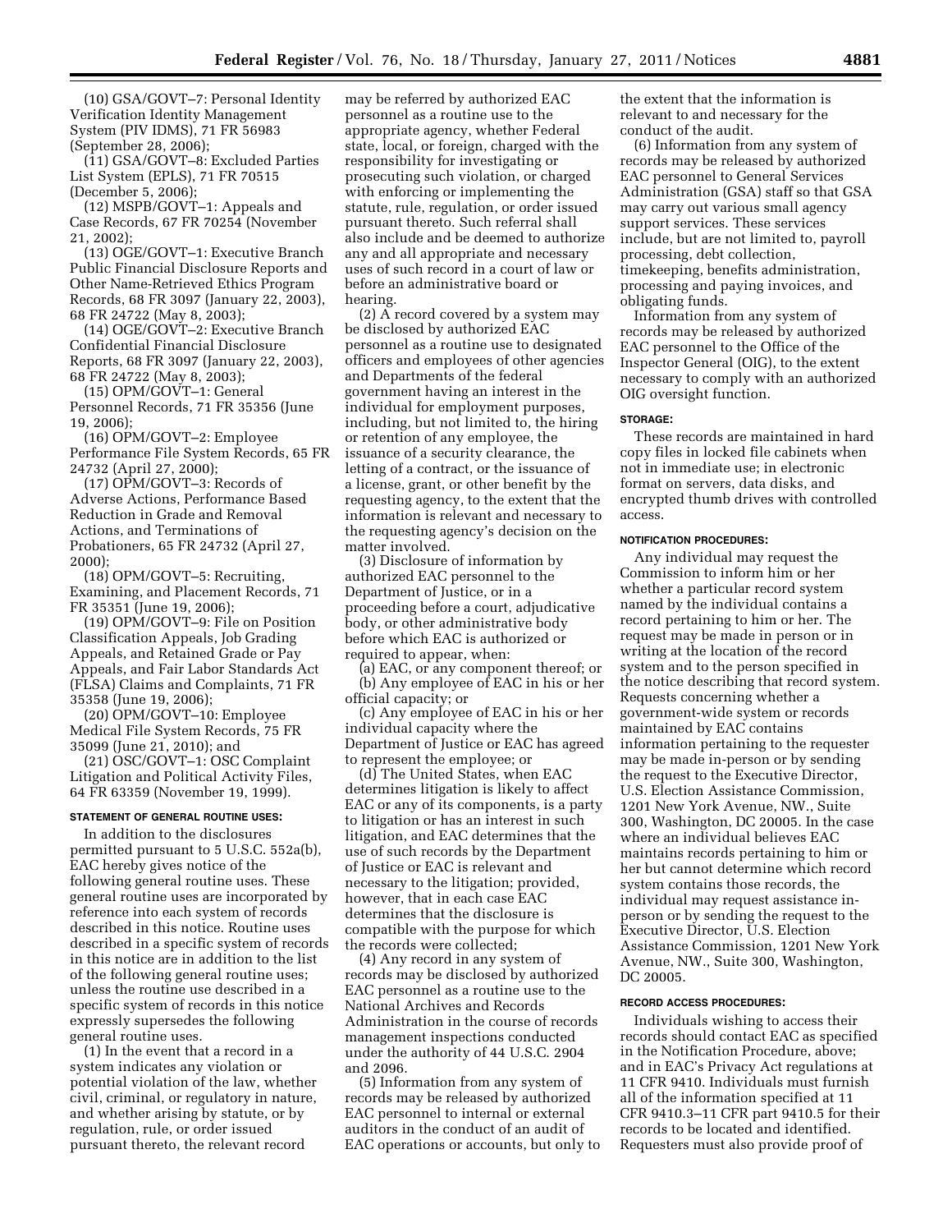(10) GSA/GOVT–7: Personal Identity Verification Identity Management System (PIV IDMS), 71 FR 56983 (September 28, 2006);

(11) GSA/GOVT–8: Excluded Parties List System (EPLS), 71 FR 70515 (December 5, 2006);

(12) MSPB/GOVT–1: Appeals and Case Records, 67 FR 70254 (November 21, 2002);

(13) OGE/GOVT–1: Executive Branch Public Financial Disclosure Reports and Other Name-Retrieved Ethics Program Records, 68 FR 3097 (January 22, 2003), 68 FR 24722 (May 8, 2003);

(14) OGE/GOVT–2: Executive Branch Confidential Financial Disclosure Reports, 68 FR 3097 (January 22, 2003), 68 FR 24722 (May 8, 2003);

(15) OPM/GOVT–1: General Personnel Records, 71 FR 35356 (June 19, 2006);

(16) OPM/GOVT–2: Employee Performance File System Records, 65 FR 24732 (April 27, 2000);

(17) OPM/GOVT–3: Records of Adverse Actions, Performance Based Reduction in Grade and Removal Actions, and Terminations of Probationers, 65 FR 24732 (April 27, 2000);

(18) OPM/GOVT–5: Recruiting, Examining, and Placement Records, 71 FR 35351 (June 19, 2006);

(19) OPM/GOVT–9: File on Position Classification Appeals, Job Grading Appeals, and Retained Grade or Pay Appeals, and Fair Labor Standards Act (FLSA) Claims and Complaints, 71 FR 35358 (June 19, 2006);

(20) OPM/GOVT–10: Employee Medical File System Records, 75 FR 35099 (June 21, 2010); and

(21) OSC/GOVT–1: OSC Complaint Litigation and Political Activity Files, 64 FR 63359 (November 19, 1999).

#### STATEMENT OF GENERAL ROUTINE USES:

In addition to the disclosures permitted pursuant to 5 U.S.C. 552a(b), EAC hereby gives notice of the following general routine uses. These general routine uses are incorporated by reference into each system of records described in this notice. Routine uses described in a specific system of records in this notice are in addition to the list of the following general routine uses; unless the routine use described in a specific system of records in this notice expressly supersedes the following general routine uses.

(1) In the event that a record in a system indicates any violation or potential violation of the law, whether civil, criminal, or regulatory in nature, and whether arising by statute, or by regulation, rule, or order issued pursuant thereto, the relevant record may be referred by authorized EAC personnel as a routine use to the appropriate agency, whether Federal state, local, or foreign, charged with the responsibility for investigating or prosecuting such violation, or charged with enforcing or implementing the statute, rule, regulation, or order issued pursuant thereto. Such referral shall also include and be deemed to authorize any and all appropriate and necessary uses of such record in a court of law or before an administrative board or hearing.

(2) A record covered by a system may be disclosed by authorized EAC personnel as a routine use to designated officers and employees of other agencies and Departments of the federal government having an interest in the individual for employment purposes, including, but not limited to, the hiring or retention of any employee, the issuance of a security clearance, the letting of a contract, or the issuance of a license, grant, or other benefit by the requesting agency, to the extent that the information is relevant and necessary to the requesting agency's decision on the matter involved.

(3) Disclosure of information by authorized EAC personnel to the Department of Justice, or in a proceeding before a court, adjudicative body, or other administrative body before which EAC is authorized or required to appear, when:

(a) EAC, or any component thereof; or

(b) Any employee of EAC in his or her official capacity; or

(c) Any employee of EAC in his or her individual capacity where the Department of Justice or EAC has agreed to represent the employee; or

(d) The United States, when EAC determines litigation is likely to affect EAC or any of its components, is a party to litigation or has an interest in such litigation, and EAC determines that the use of such records by the Department of Justice or EAC is relevant and necessary to the litigation; provided, however, that in each case EAC determines that the disclosure is compatible with the purpose for which the records were collected;

(4) Any record in any system of records may be disclosed by authorized EAC personnel as a routine use to the National Archives and Records Administration in the course of records management inspections conducted under the authority of 44 U.S.C. 2904 and 2096.

(5) Information from any system of records may be released by authorized EAC personnel to internal or external auditors in the conduct of an audit of EAC operations or accounts, but only to the extent that the information is relevant to and necessary for the conduct of the audit.

(6) Information from any system of records may be released by authorized EAC personnel to General Services Administration (GSA) staff so that GSA may carry out various small agency support services. These services include, but are not limited to, payroll processing, debt collection, timekeeping, benefits administration, processing and paying invoices, and obligating funds.

Information from any system of records may be released by authorized EAC personnel to the Office of the Inspector General (OIG), to the extent necessary to comply with an authorized OIG oversight function.

#### STORAGE:

These records are maintained in hard copy files in locked file cabinets when not in immediate use; in electronic format on servers, data disks, and encrypted thumb drives with controlled access.

#### NOTIFICATION PROCEDURES:

Any individual may request the Commission to inform him or her whether a particular record system named by the individual contains a record pertaining to him or her. The request may be made in person or in writing at the location of the record system and to the person specified in the notice describing that record system. Requests concerning whether a government-wide system or records maintained by EAC contains information pertaining to the requester may be made in-person or by sending the request to the Executive Director, U.S. Election Assistance Commission, 1201 New York Avenue, NW., Suite 300, Washington, DC 20005. In the case where an individual believes EAC maintains records pertaining to him or her but cannot determine which record system contains those records, the individual may request assistance in-person or by sending the request to the Executive Director, U.S. Election Assistance Commission, 1201 New York Avenue, NW., Suite 300, Washington, DC 20005.

#### RECORD ACCESS PROCEDURES:

Individuals wishing to access their records should contact EAC as specified in the Notification Procedure, above; and in EAC's Privacy Act regulations at 11 CFR 9410. Individuals must furnish all of the information specified at 11 CFR 9410.3–11 CFR part 9410.5 for their records to be located and identified. Requesters must also provide proof of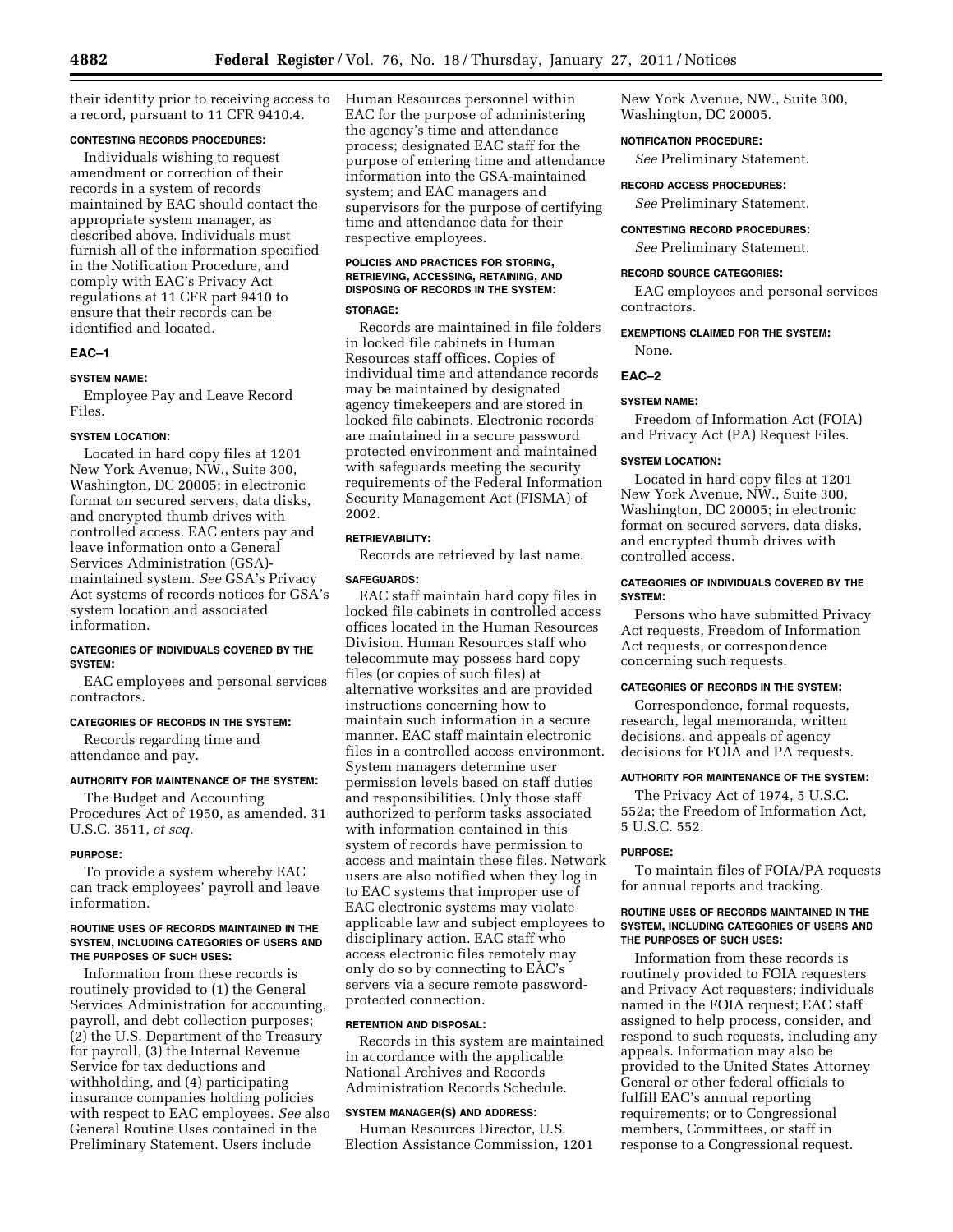their identity prior to receiving access to a record, pursuant to 11 CFR 9410.4.

**CONTESTING RECORDS PROCEDURES:**

Individuals wishing to request amendment or correction of their records in a system of records maintained by EAC should contact the appropriate system manager, as described above. Individuals must furnish all of the information specified in the Notification Procedure, and comply with EAC's Privacy Act regulations at 11 CFR part 9410 to ensure that their records can be identified and located.

## EAC–1

**SYSTEM NAME:**

Employee Pay and Leave Record Files.

**SYSTEM LOCATION:**

Located in hard copy files at 1201 New York Avenue, NW., Suite 300, Washington, DC 20005; in electronic format on secured servers, data disks, and encrypted thumb drives with controlled access. EAC enters pay and leave information onto a General Services Administration (GSA)-maintained system. *See* GSA's Privacy Act systems of records notices for GSA's system location and associated information.

**CATEGORIES OF INDIVIDUALS COVERED BY THE SYSTEM:**

EAC employees and personal services contractors.

**CATEGORIES OF RECORDS IN THE SYSTEM:**

Records regarding time and attendance and pay.

**AUTHORITY FOR MAINTENANCE OF THE SYSTEM:**

The Budget and Accounting Procedures Act of 1950, as amended. 31 U.S.C. 3511, *et seq.*

**PURPOSE:**

To provide a system whereby EAC can track employees' payroll and leave information.

**ROUTINE USES OF RECORDS MAINTAINED IN THE SYSTEM, INCLUDING CATEGORIES OF USERS AND THE PURPOSES OF SUCH USES:**

Information from these records is routinely provided to (1) the General Services Administration for accounting, payroll, and debt collection purposes; (2) the U.S. Department of the Treasury for payroll, (3) the Internal Revenue Service for tax deductions and withholding, and (4) participating insurance companies holding policies with respect to EAC employees. *See* also General Routine Uses contained in the Preliminary Statement. Users include Human Resources personnel within EAC for the purpose of administering the agency's time and attendance process; designated EAC staff for the purpose of entering time and attendance information into the GSA-maintained system; and EAC managers and supervisors for the purpose of certifying time and attendance data for their respective employees.

**POLICIES AND PRACTICES FOR STORING, RETRIEVING, ACCESSING, RETAINING, AND DISPOSING OF RECORDS IN THE SYSTEM:**

**STORAGE:**

Records are maintained in file folders in locked file cabinets in Human Resources staff offices. Copies of individual time and attendance records may be maintained by designated agency timekeepers and are stored in locked file cabinets. Electronic records are maintained in a secure password protected environment and maintained with safeguards meeting the security requirements of the Federal Information Security Management Act (FISMA) of 2002.

**RETRIEVABILITY:**

Records are retrieved by last name.

**SAFEGUARDS:**

EAC staff maintain hard copy files in locked file cabinets in controlled access offices located in the Human Resources Division. Human Resources staff who telecommute may possess hard copy files (or copies of such files) at alternative worksites and are provided instructions concerning how to maintain such information in a secure manner. EAC staff maintain electronic files in a controlled access environment. System managers determine user permission levels based on staff duties and responsibilities. Only those staff authorized to perform tasks associated with information contained in this system of records have permission to access and maintain these files. Network users are also notified when they log in to EAC systems that improper use of EAC electronic systems may violate applicable law and subject employees to disciplinary action. EAC staff who access electronic files remotely may only do so by connecting to EAC's servers via a secure remote password-protected connection.

**RETENTION AND DISPOSAL:**

Records in this system are maintained in accordance with the applicable National Archives and Records Administration Records Schedule.

**SYSTEM MANAGER(S) AND ADDRESS:**

Human Resources Director, U.S. Election Assistance Commission, 1201 New York Avenue, NW., Suite 300, Washington, DC 20005.

**NOTIFICATION PROCEDURE:**

*See* Preliminary Statement.

**RECORD ACCESS PROCEDURES:**

*See* Preliminary Statement.

**CONTESTING RECORD PROCEDURES:**

*See* Preliminary Statement.

**RECORD SOURCE CATEGORIES:**

EAC employees and personal services contractors.

**EXEMPTIONS CLAIMED FOR THE SYSTEM:**

None.

## EAC–2

**SYSTEM NAME:**

Freedom of Information Act (FOIA) and Privacy Act (PA) Request Files.

**SYSTEM LOCATION:**

Located in hard copy files at 1201 New York Avenue, NW., Suite 300, Washington, DC 20005; in electronic format on secured servers, data disks, and encrypted thumb drives with controlled access.

**CATEGORIES OF INDIVIDUALS COVERED BY THE SYSTEM:**

Persons who have submitted Privacy Act requests, Freedom of Information Act requests, or correspondence concerning such requests.

**CATEGORIES OF RECORDS IN THE SYSTEM:**

Correspondence, formal requests, research, legal memoranda, written decisions, and appeals of agency decisions for FOIA and PA requests.

**AUTHORITY FOR MAINTENANCE OF THE SYSTEM:**

The Privacy Act of 1974, 5 U.S.C. 552a; the Freedom of Information Act, 5 U.S.C. 552.

**PURPOSE:**

To maintain files of FOIA/PA requests for annual reports and tracking.

**ROUTINE USES OF RECORDS MAINTAINED IN THE SYSTEM, INCLUDING CATEGORIES OF USERS AND THE PURPOSES OF SUCH USES:**

Information from these records is routinely provided to FOIA requesters and Privacy Act requesters; individuals named in the FOIA request; EAC staff assigned to help process, consider, and respond to such requests, including any appeals. Information may also be provided to the United States Attorney General or other federal officials to fulfill EAC's annual reporting requirements; or to Congressional members, Committees, or staff in response to a Congressional request.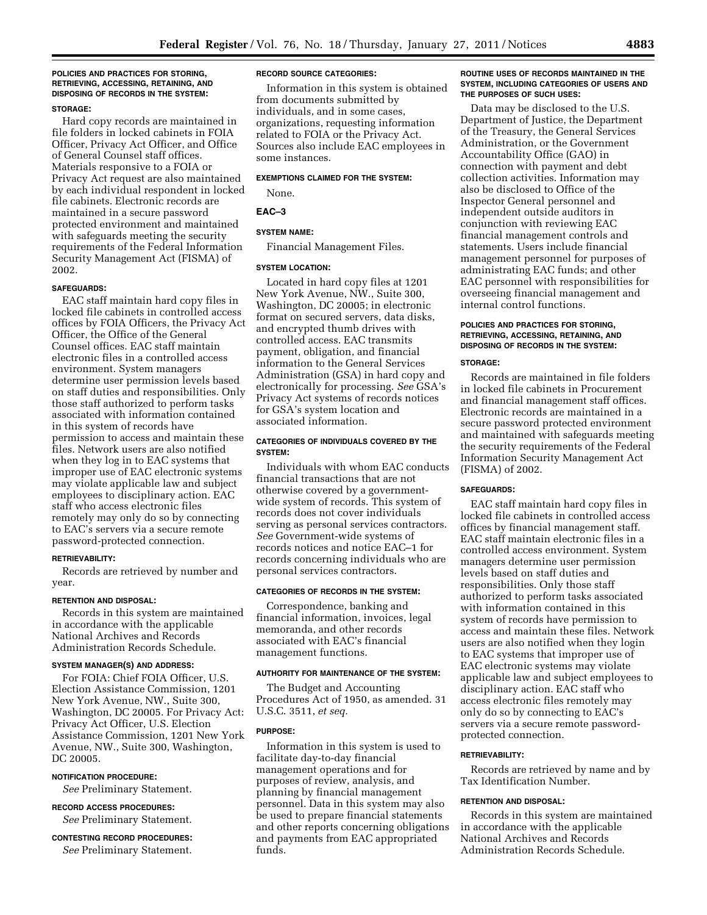#### POLICIES AND PRACTICES FOR STORING, RETRIEVING, ACCESSING, RETAINING, AND DISPOSING OF RECORDS IN THE SYSTEM:

#### STORAGE:

Hard copy records are maintained in file folders in locked cabinets in FOIA Officer, Privacy Act Officer, and Office of General Counsel staff offices. Materials responsive to a FOIA or Privacy Act request are also maintained by each individual respondent in locked file cabinets. Electronic records are maintained in a secure password protected environment and maintained with safeguards meeting the security requirements of the Federal Information Security Management Act (FISMA) of 2002.

#### SAFEGUARDS:

EAC staff maintain hard copy files in locked file cabinets in controlled access offices by FOIA Officers, the Privacy Act Officer, the Office of the General Counsel offices. EAC staff maintain electronic files in a controlled access environment. System managers determine user permission levels based on staff duties and responsibilities. Only those staff authorized to perform tasks associated with information contained in this system of records have permission to access and maintain these files. Network users are also notified when they log in to EAC systems that improper use of EAC electronic systems may violate applicable law and subject employees to disciplinary action. EAC staff who access electronic files remotely may only do so by connecting to EAC's servers via a secure remote password-protected connection.

#### RETRIEVABILITY:

Records are retrieved by number and year.

#### RETENTION AND DISPOSAL:

Records in this system are maintained in accordance with the applicable National Archives and Records Administration Records Schedule.

#### SYSTEM MANAGER(S) AND ADDRESS:

For FOIA: Chief FOIA Officer, U.S. Election Assistance Commission, 1201 New York Avenue, NW., Suite 300, Washington, DC 20005. For Privacy Act: Privacy Act Officer, U.S. Election Assistance Commission, 1201 New York Avenue, NW., Suite 300, Washington, DC 20005.

#### NOTIFICATION PROCEDURE:

*See* Preliminary Statement.

#### RECORD ACCESS PROCEDURES:

*See* Preliminary Statement.

#### CONTESTING RECORD PROCEDURES:

*See* Preliminary Statement.

#### RECORD SOURCE CATEGORIES:

Information in this system is obtained from documents submitted by individuals, and in some cases, organizations, requesting information related to FOIA or the Privacy Act. Sources also include EAC employees in some instances.

#### EXEMPTIONS CLAIMED FOR THE SYSTEM:

None.

### EAC–3

#### SYSTEM NAME:

Financial Management Files.

#### SYSTEM LOCATION:

Located in hard copy files at 1201 New York Avenue, NW., Suite 300, Washington, DC 20005; in electronic format on secured servers, data disks, and encrypted thumb drives with controlled access. EAC transmits payment, obligation, and financial information to the General Services Administration (GSA) in hard copy and electronically for processing. *See* GSA's Privacy Act systems of records notices for GSA's system location and associated information.

#### CATEGORIES OF INDIVIDUALS COVERED BY THE SYSTEM:

Individuals with whom EAC conducts financial transactions that are not otherwise covered by a government-wide system of records. This system of records does not cover individuals serving as personal services contractors. *See* Government-wide systems of records notices and notice EAC–1 for records concerning individuals who are personal services contractors.

#### CATEGORIES OF RECORDS IN THE SYSTEM:

Correspondence, banking and financial information, invoices, legal memoranda, and other records associated with EAC's financial management functions.

#### AUTHORITY FOR MAINTENANCE OF THE SYSTEM:

The Budget and Accounting Procedures Act of 1950, as amended. 31 U.S.C. 3511, *et seq.*

#### PURPOSE:

Information in this system is used to facilitate day-to-day financial management operations and for purposes of review, analysis, and planning by financial management personnel. Data in this system may also be used to prepare financial statements and other reports concerning obligations and payments from EAC appropriated funds.

#### ROUTINE USES OF RECORDS MAINTAINED IN THE SYSTEM, INCLUDING CATEGORIES OF USERS AND THE PURPOSES OF SUCH USES:

Data may be disclosed to the U.S. Department of Justice, the Department of the Treasury, the General Services Administration, or the Government Accountability Office (GAO) in connection with payment and debt collection activities. Information may also be disclosed to Office of the Inspector General personnel and independent outside auditors in conjunction with reviewing EAC financial management controls and statements. Users include financial management personnel for purposes of administrating EAC funds; and other EAC personnel with responsibilities for overseeing financial management and internal control functions.

#### POLICIES AND PRACTICES FOR STORING, RETRIEVING, ACCESSING, RETAINING, AND DISPOSING OF RECORDS IN THE SYSTEM:

#### STORAGE:

Records are maintained in file folders in locked file cabinets in Procurement and financial management staff offices. Electronic records are maintained in a secure password protected environment and maintained with safeguards meeting the security requirements of the Federal Information Security Management Act (FISMA) of 2002.

#### SAFEGUARDS:

EAC staff maintain hard copy files in locked file cabinets in controlled access offices by financial management staff. EAC staff maintain electronic files in a controlled access environment. System managers determine user permission levels based on staff duties and responsibilities. Only those staff authorized to perform tasks associated with information contained in this system of records have permission to access and maintain these files. Network users are also notified when they login to EAC systems that improper use of EAC electronic systems may violate applicable law and subject employees to disciplinary action. EAC staff who access electronic files remotely may only do so by connecting to EAC's servers via a secure remote password-protected connection.

#### RETRIEVABILITY:

Records are retrieved by name and by Tax Identification Number.

#### RETENTION AND DISPOSAL:

Records in this system are maintained in accordance with the applicable National Archives and Records Administration Records Schedule.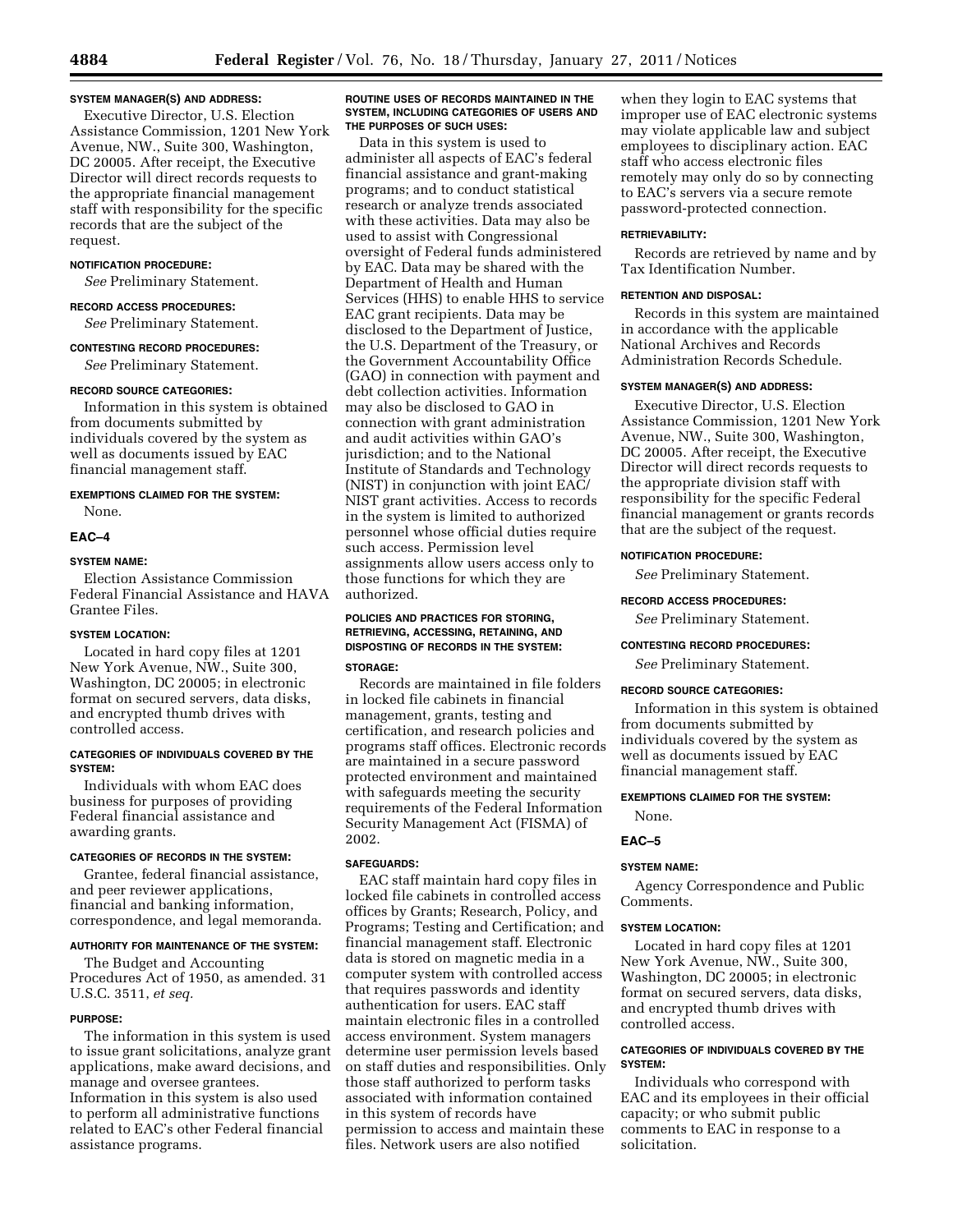**SYSTEM MANAGER(S) AND ADDRESS:**

Executive Director, U.S. Election Assistance Commission, 1201 New York Avenue, NW., Suite 300, Washington, DC 20005. After receipt, the Executive Director will direct records requests to the appropriate financial management staff with responsibility for the specific records that are the subject of the request.

**NOTIFICATION PROCEDURE:**

*See* Preliminary Statement.

**RECORD ACCESS PROCEDURES:**

*See* Preliminary Statement.

**CONTESTING RECORD PROCEDURES:**

*See* Preliminary Statement.

**RECORD SOURCE CATEGORIES:**

Information in this system is obtained from documents submitted by individuals covered by the system as well as documents issued by EAC financial management staff.

**EXEMPTIONS CLAIMED FOR THE SYSTEM:**

None.

## EAC–4

**SYSTEM NAME:**

Election Assistance Commission Federal Financial Assistance and HAVA Grantee Files.

**SYSTEM LOCATION:**

Located in hard copy files at 1201 New York Avenue, NW., Suite 300, Washington, DC 20005; in electronic format on secured servers, data disks, and encrypted thumb drives with controlled access.

**CATEGORIES OF INDIVIDUALS COVERED BY THE SYSTEM:**

Individuals with whom EAC does business for purposes of providing Federal financial assistance and awarding grants.

**CATEGORIES OF RECORDS IN THE SYSTEM:**

Grantee, federal financial assistance, and peer reviewer applications, financial and banking information, correspondence, and legal memoranda.

**AUTHORITY FOR MAINTENANCE OF THE SYSTEM:**

The Budget and Accounting Procedures Act of 1950, as amended. 31 U.S.C. 3511, *et seq.*

**PURPOSE:**

The information in this system is used to issue grant solicitations, analyze grant applications, make award decisions, and manage and oversee grantees. Information in this system is also used to perform all administrative functions related to EAC's other Federal financial assistance programs.

**ROUTINE USES OF RECORDS MAINTAINED IN THE SYSTEM, INCLUDING CATEGORIES OF USERS AND THE PURPOSES OF SUCH USES:**

Data in this system is used to administer all aspects of EAC's federal financial assistance and grant-making programs; and to conduct statistical research or analyze trends associated with these activities. Data may also be used to assist with Congressional oversight of Federal funds administered by EAC. Data may be shared with the Department of Health and Human Services (HHS) to enable HHS to service EAC grant recipients. Data may be disclosed to the Department of Justice, the U.S. Department of the Treasury, or the Government Accountability Office (GAO) in connection with payment and debt collection activities. Information may also be disclosed to GAO in connection with grant administration and audit activities within GAO's jurisdiction; and to the National Institute of Standards and Technology (NIST) in conjunction with joint EAC/NIST grant activities. Access to records in the system is limited to authorized personnel whose official duties require such access. Permission level assignments allow users access only to those functions for which they are authorized.

**POLICIES AND PRACTICES FOR STORING, RETRIEVING, ACCESSING, RETAINING, AND DISPOSTING OF RECORDS IN THE SYSTEM:**

**STORAGE:**

Records are maintained in file folders in locked file cabinets in financial management, grants, testing and certification, and research policies and programs staff offices. Electronic records are maintained in a secure password protected environment and maintained with safeguards meeting the security requirements of the Federal Information Security Management Act (FISMA) of 2002.

**SAFEGUARDS:**

EAC staff maintain hard copy files in locked file cabinets in controlled access offices by Grants; Research, Policy, and Programs; Testing and Certification; and financial management staff. Electronic data is stored on magnetic media in a computer system with controlled access that requires passwords and identity authentication for users. EAC staff maintain electronic files in a controlled access environment. System managers determine user permission levels based on staff duties and responsibilities. Only those staff authorized to perform tasks associated with information contained in this system of records have permission to access and maintain these files. Network users are also notified when they login to EAC systems that improper use of EAC electronic systems may violate applicable law and subject employees to disciplinary action. EAC staff who access electronic files remotely may only do so by connecting to EAC's servers via a secure remote password-protected connection.

**RETRIEVABILITY:**

Records are retrieved by name and by Tax Identification Number.

**RETENTION AND DISPOSAL:**

Records in this system are maintained in accordance with the applicable National Archives and Records Administration Records Schedule.

**SYSTEM MANAGER(S) AND ADDRESS:**

Executive Director, U.S. Election Assistance Commission, 1201 New York Avenue, NW., Suite 300, Washington, DC 20005. After receipt, the Executive Director will direct records requests to the appropriate division staff with responsibility for the specific Federal financial management or grants records that are the subject of the request.

**NOTIFICATION PROCEDURE:**

*See* Preliminary Statement.

**RECORD ACCESS PROCEDURES:**

*See* Preliminary Statement.

**CONTESTING RECORD PROCEDURES:**

*See* Preliminary Statement.

**RECORD SOURCE CATEGORIES:**

Information in this system is obtained from documents submitted by individuals covered by the system as well as documents issued by EAC financial management staff.

**EXEMPTIONS CLAIMED FOR THE SYSTEM:**

None.

## EAC–5

**SYSTEM NAME:**

Agency Correspondence and Public Comments.

**SYSTEM LOCATION:**

Located in hard copy files at 1201 New York Avenue, NW., Suite 300, Washington, DC 20005; in electronic format on secured servers, data disks, and encrypted thumb drives with controlled access.

**CATEGORIES OF INDIVIDUALS COVERED BY THE SYSTEM:**

Individuals who correspond with EAC and its employees in their official capacity; or who submit public comments to EAC in response to a solicitation.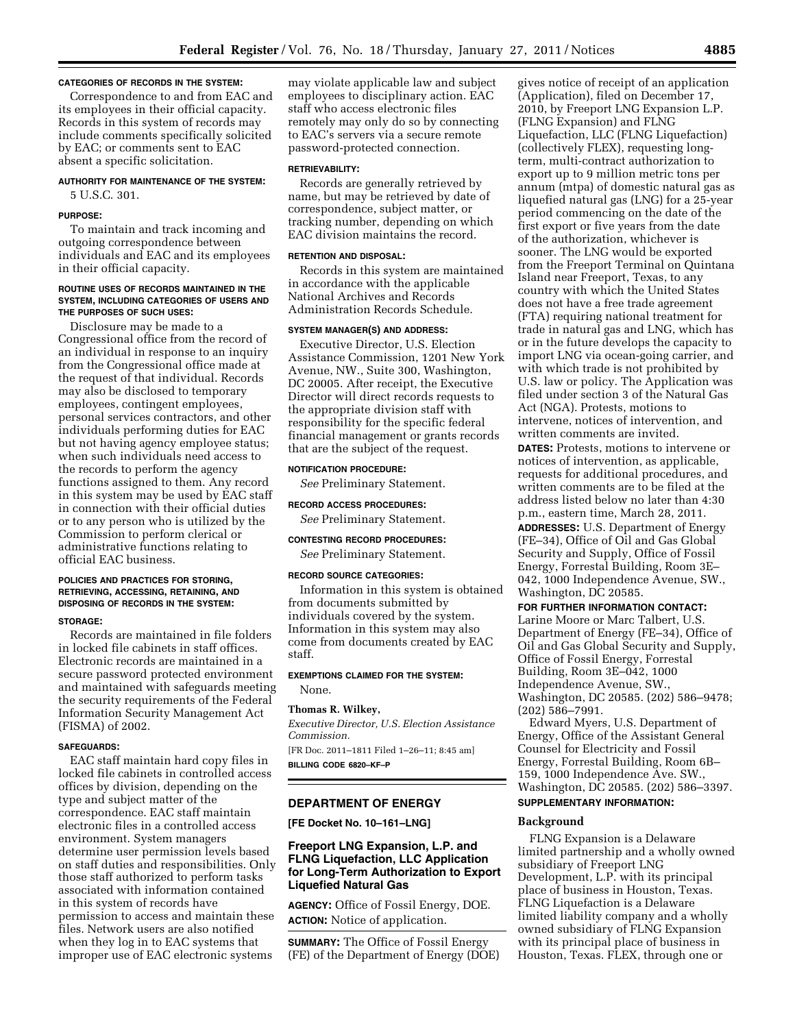**CATEGORIES OF RECORDS IN THE SYSTEM:**

Correspondence to and from EAC and its employees in their official capacity. Records in this system of records may include comments specifically solicited by EAC; or comments sent to EAC absent a specific solicitation.

**AUTHORITY FOR MAINTENANCE OF THE SYSTEM:**

5 U.S.C. 301.

**PURPOSE:**

To maintain and track incoming and outgoing correspondence between individuals and EAC and its employees in their official capacity.

**ROUTINE USES OF RECORDS MAINTAINED IN THE SYSTEM, INCLUDING CATEGORIES OF USERS AND THE PURPOSES OF SUCH USES:**

Disclosure may be made to a Congressional office from the record of an individual in response to an inquiry from the Congressional office made at the request of that individual. Records may also be disclosed to temporary employees, contingent employees, personal services contractors, and other individuals performing duties for EAC but not having agency employee status; when such individuals need access to the records to perform the agency functions assigned to them. Any record in this system may be used by EAC staff in connection with their official duties or to any person who is utilized by the Commission to perform clerical or administrative functions relating to official EAC business.

**POLICIES AND PRACTICES FOR STORING, RETRIEVING, ACCESSING, RETAINING, AND DISPOSING OF RECORDS IN THE SYSTEM:**

**STORAGE:**

Records are maintained in file folders in locked file cabinets in staff offices. Electronic records are maintained in a secure password protected environment and maintained with safeguards meeting the security requirements of the Federal Information Security Management Act (FISMA) of 2002.

**SAFEGUARDS:**

EAC staff maintain hard copy files in locked file cabinets in controlled access offices by division, depending on the type and subject matter of the correspondence. EAC staff maintain electronic files in a controlled access environment. System managers determine user permission levels based on staff duties and responsibilities. Only those staff authorized to perform tasks associated with information contained in this system of records have permission to access and maintain these files. Network users are also notified when they log in to EAC systems that improper use of EAC electronic systems may violate applicable law and subject employees to disciplinary action. EAC staff who access electronic files remotely may only do so by connecting to EAC's servers via a secure remote password-protected connection.

**RETRIEVABILITY:**

Records are generally retrieved by name, but may be retrieved by date of correspondence, subject matter, or tracking number, depending on which EAC division maintains the record.

**RETENTION AND DISPOSAL:**

Records in this system are maintained in accordance with the applicable National Archives and Records Administration Records Schedule.

**SYSTEM MANAGER(S) AND ADDRESS:**

Executive Director, U.S. Election Assistance Commission, 1201 New York Avenue, NW., Suite 300, Washington, DC 20005. After receipt, the Executive Director will direct records requests to the appropriate division staff with responsibility for the specific federal financial management or grants records that are the subject of the request.

**NOTIFICATION PROCEDURE:**

*See* Preliminary Statement.

**RECORD ACCESS PROCEDURES:**

*See* Preliminary Statement.

**CONTESTING RECORD PROCEDURES:**

*See* Preliminary Statement.

**RECORD SOURCE CATEGORIES:**

Information in this system is obtained from documents submitted by individuals covered by the system. Information in this system may also come from documents created by EAC staff.

**EXEMPTIONS CLAIMED FOR THE SYSTEM:**

None.

**Thomas R. Wilkey,**

*Executive Director, U.S. Election Assistance Commission.*

[FR Doc. 2011–1811 Filed 1–26–11; 8:45 am]

**BILLING CODE 6820–KF–P**

## DEPARTMENT OF ENERGY

**[FE Docket No. 10–161–LNG]**

### Freeport LNG Expansion, L.P. and FLNG Liquefaction, LLC Application for Long-Term Authorization to Export Liquefied Natural Gas

**AGENCY:** Office of Fossil Energy, DOE.

**ACTION:** Notice of application.

**SUMMARY:** The Office of Fossil Energy (FE) of the Department of Energy (DOE) gives notice of receipt of an application (Application), filed on December 17, 2010, by Freeport LNG Expansion L.P. (FLNG Expansion) and FLNG Liquefaction, LLC (FLNG Liquefaction) (collectively FLEX), requesting long-term, multi-contract authorization to export up to 9 million metric tons per annum (mtpa) of domestic natural gas as liquefied natural gas (LNG) for a 25-year period commencing on the date of the first export or five years from the date of the authorization, whichever is sooner. The LNG would be exported from the Freeport Terminal on Quintana Island near Freeport, Texas, to any country with which the United States does not have a free trade agreement (FTA) requiring national treatment for trade in natural gas and LNG, which has or in the future develops the capacity to import LNG via ocean-going carrier, and with which trade is not prohibited by U.S. law or policy. The Application was filed under section 3 of the Natural Gas Act (NGA). Protests, motions to intervene, notices of intervention, and written comments are invited.

**DATES:** Protests, motions to intervene or notices of intervention, as applicable, requests for additional procedures, and written comments are to be filed at the address listed below no later than 4:30 p.m., eastern time, March 28, 2011.

**ADDRESSES:** U.S. Department of Energy (FE–34), Office of Oil and Gas Global Security and Supply, Office of Fossil Energy, Forrestal Building, Room 3E–042, 1000 Independence Avenue, SW., Washington, DC 20585.

**FOR FURTHER INFORMATION CONTACT:**

Larine Moore or Marc Talbert, U.S. Department of Energy (FE–34), Office of Oil and Gas Global Security and Supply, Office of Fossil Energy, Forrestal Building, Room 3E–042, 1000 Independence Avenue, SW., Washington, DC 20585. (202) 586–9478; (202) 586–7991.

Edward Myers, U.S. Department of Energy, Office of the Assistant General Counsel for Electricity and Fossil Energy, Forrestal Building, Room 6B–159, 1000 Independence Ave. SW., Washington, DC 20585. (202) 586–3397.

**SUPPLEMENTARY INFORMATION:**

#### Background

FLNG Expansion is a Delaware limited partnership and a wholly owned subsidiary of Freeport LNG Development, L.P. with its principal place of business in Houston, Texas. FLNG Liquefaction is a Delaware limited liability company and a wholly owned subsidiary of FLNG Expansion with its principal place of business in Houston, Texas. FLEX, through one or